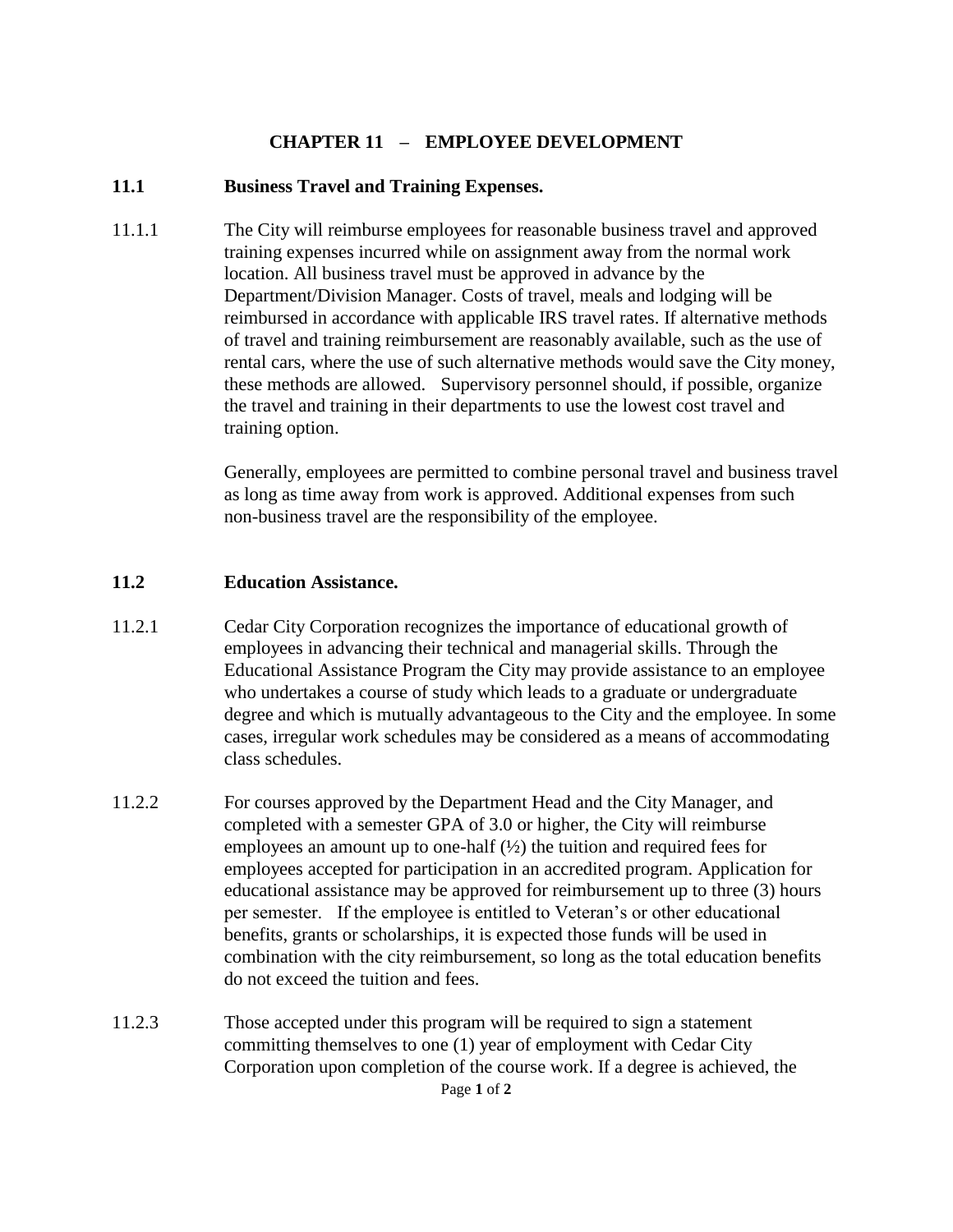# CHAPTER 11 – EMPLOYEE DEVELOPMENT

## 11.1 Business Travel and Training Expenses.

11.1.1 The City will reimburse employees for reasonable business travel and approved training expenses incurred while on assignment away from the normal work location. All business travel must be approved in advance by the Department/Division Manager. Costs of travel, meals and lodging will be reimbursed in accordance with applicable IRS travel rates. If alternative methods of travel and training reimbursement are reasonably available, such as the use of rental cars, where the use of such alternative methods would save the City money, these methods are allowed. Supervisory personnel should, if possible, organize the travel and training in their departments to use the lowest cost travel and training option.

Generally, employees are permitted to combine personal travel and business travel as long as time away from work is approved. Additional expenses from such non-business travel are the responsibility of the employee.

## 11.2 Education Assistance.

11.2.1 Cedar City Corporation recognizes the importance of educational growth of employees in advancing their technical and managerial skills. Through the Educational Assistance Program the City may provide assistance to an employee who undertakes a course of study which leads to a graduate or undergraduate degree and which is mutually advantageous to the City and the employee. In some cases, irregular work schedules may be considered as a means of accommodating class schedules.

11.2.2 For courses approved by the Department Head and the City Manager, and completed with a semester GPA of 3.0 or higher, the City will reimburse employees an amount up to one-half (½) the tuition and required fees for employees accepted for participation in an accredited program. Application for educational assistance may be approved for reimbursement up to three (3) hours per semester. If the employee is entitled to Veteran's or other educational benefits, grants or scholarships, it is expected those funds will be used in combination with the city reimbursement, so long as the total education benefits do not exceed the tuition and fees.

11.2.3 Those accepted under this program will be required to sign a statement committing themselves to one (1) year of employment with Cedar City Corporation upon completion of the course work. If a degree is achieved, the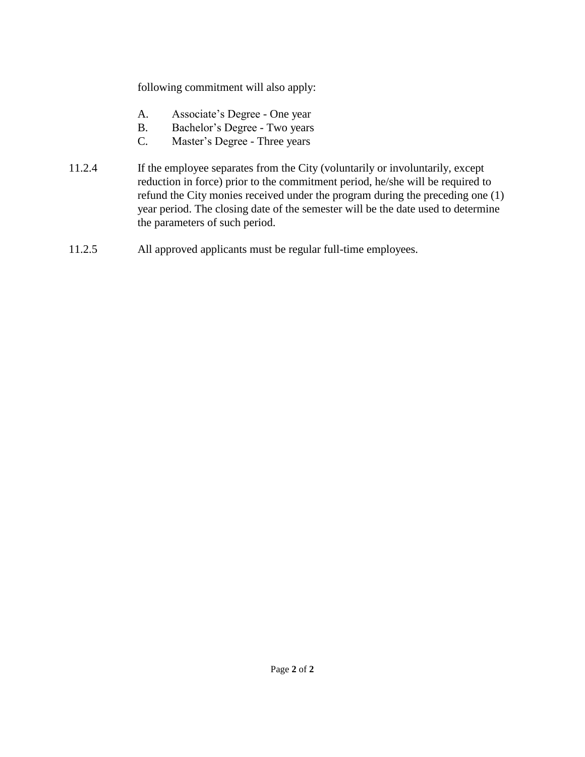following commitment will also apply:

A. Associate's Degree - One year
B. Bachelor's Degree - Two years
C. Master's Degree - Three years

11.2.4 If the employee separates from the City (voluntarily or involuntarily, except reduction in force) prior to the commitment period, he/she will be required to refund the City monies received under the program during the preceding one (1) year period. The closing date of the semester will be the date used to determine the parameters of such period.

11.2.5 All approved applicants must be regular full-time employees.